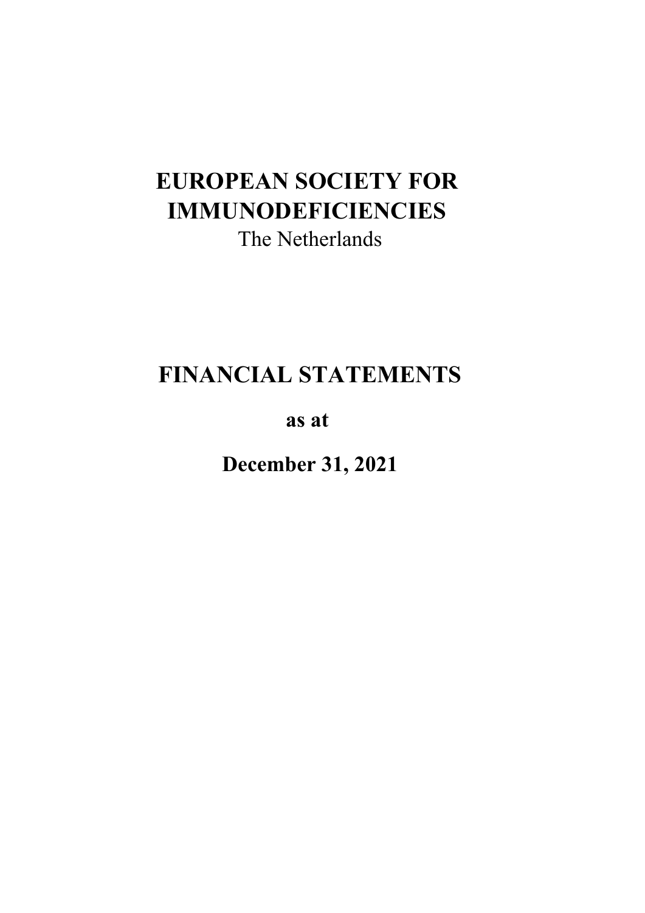# EUROPEAN SOCIETY FOR IMMUNODEFICIENCIES

The Netherlands

# FINANCIAL STATEMENTS

**as at**

**December 31, 2021**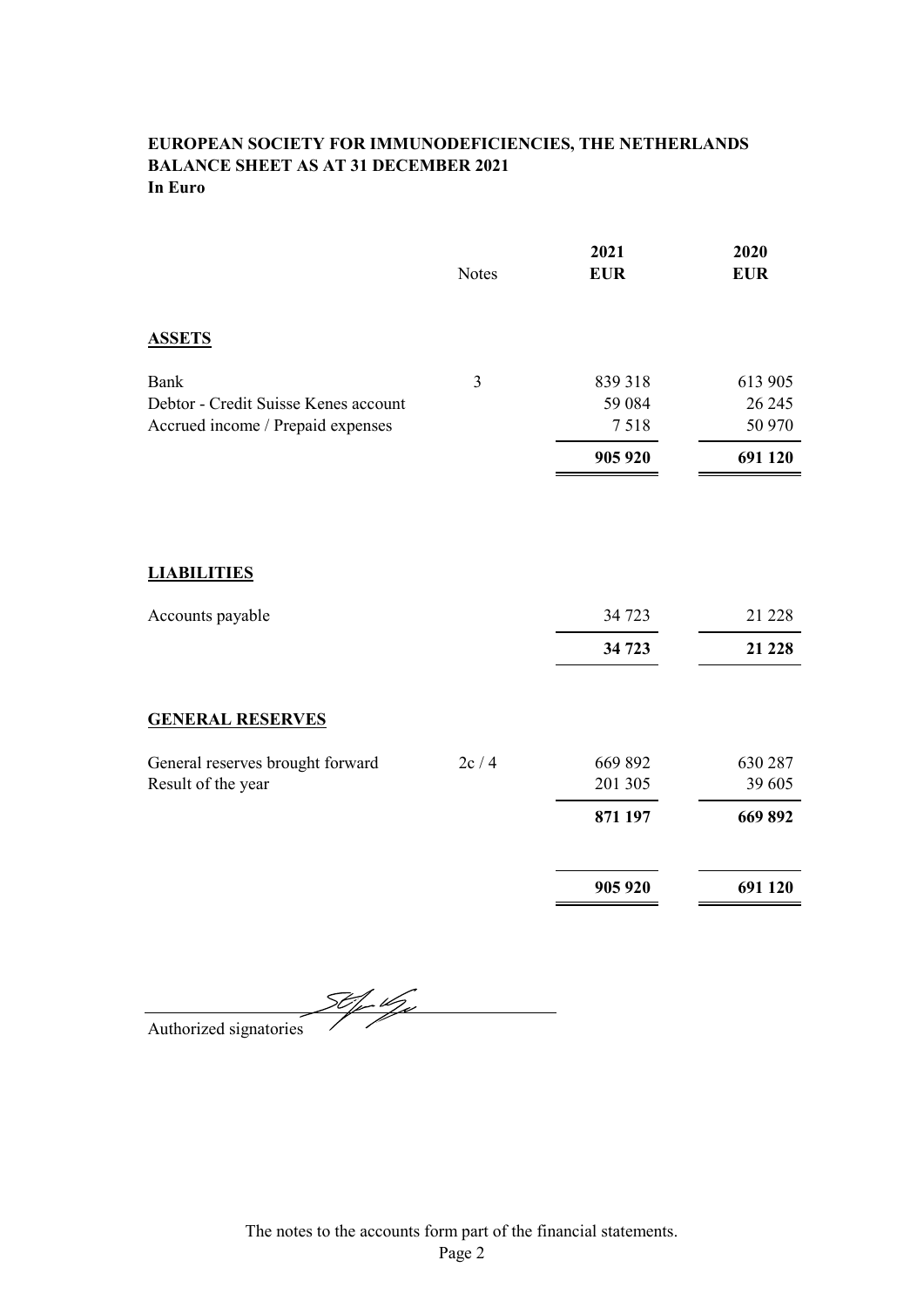**EUROPEAN SOCIETY FOR IMMUNODEFICIENCIES, THE NETHERLANDS**
**BALANCE SHEET AS AT 31 DECEMBER 2021**
**In Euro**

| | Notes | 2021 EUR | 2020 EUR |
|---|---|---|---|
| **ASSETS** | | | |
| Bank | 3 | 839 318 | 613 905 |
| Debtor - Credit Suisse Kenes account | | 59 084 | 26 245 |
| Accrued income / Prepaid expenses | | 7 518 | 50 970 |
| | | **905 920** | **691 120** |
| **LIABILITIES** | | | |
| Accounts payable | | 34 723 | 21 228 |
| | | **34 723** | **21 228** |
| **GENERAL RESERVES** | | | |
| General reserves brought forward | 2c / 4 | 669 892 | 630 287 |
| Result of the year | | 201 305 | 39 605 |
| | | **871 197** | **669 892** |
| | | **905 920** | **691 120** |

Authorized signatories

The notes to the accounts form part of the financial statements.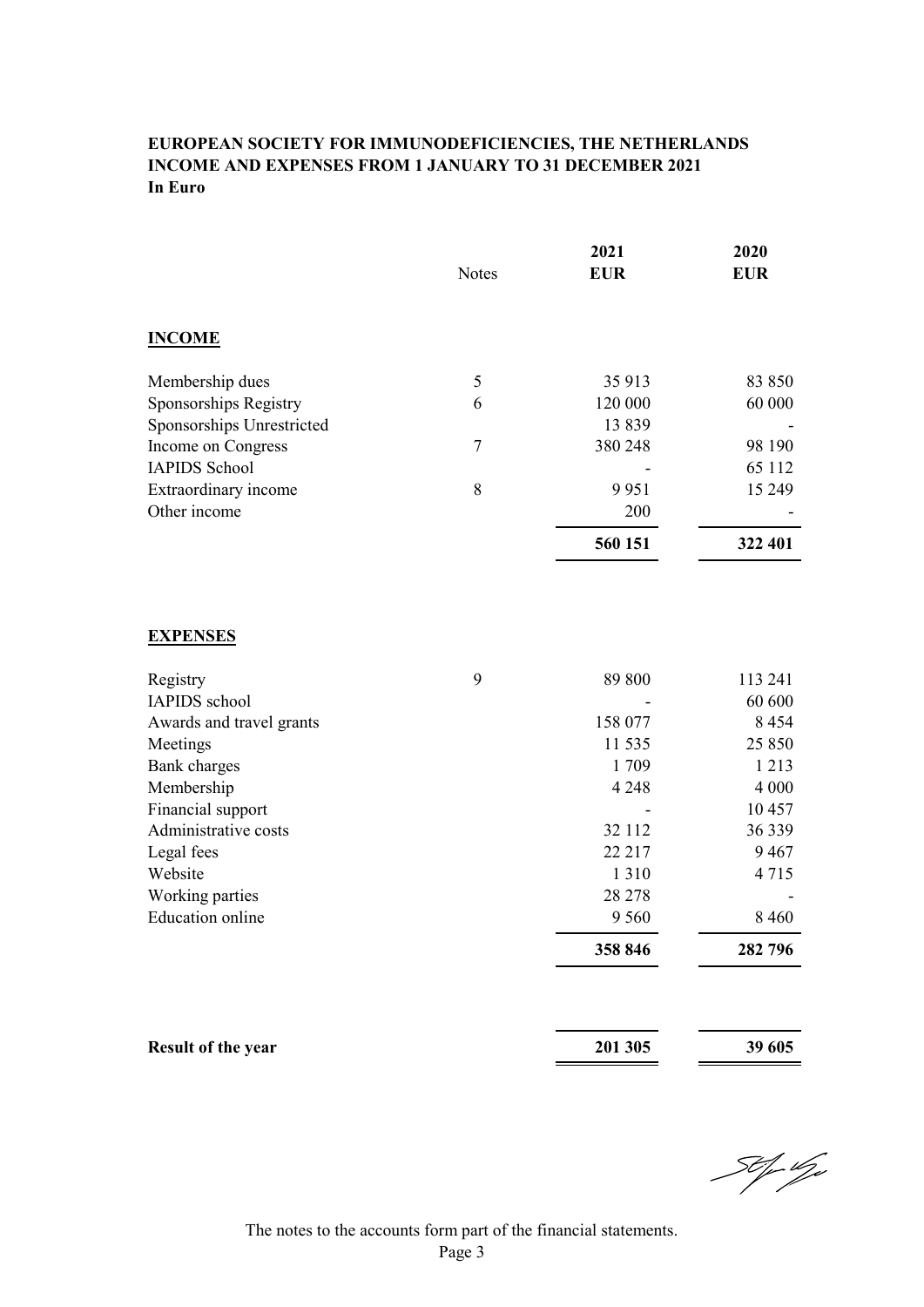**EUROPEAN SOCIETY FOR IMMUNODEFICIENCIES, THE NETHERLANDS**
**INCOME AND EXPENSES FROM 1 JANUARY TO 31 DECEMBER 2021**
**In Euro**

| | Notes | 2021 EUR | 2020 EUR |
|---|---|---|---|
| **INCOME** | | | |
| Membership dues | 5 | 35 913 | 83 850 |
| Sponsorships Registry | 6 | 120 000 | 60 000 |
| Sponsorships Unrestricted | | 13 839 | - |
| Income on Congress | 7 | 380 248 | 98 190 |
| IAPIDS School | | - | 65 112 |
| Extraordinary income | 8 | 9 951 | 15 249 |
| Other income | | 200 | - |
| | | **560 151** | **322 401** |
| **EXPENSES** | | | |
| Registry | 9 | 89 800 | 113 241 |
| IAPIDS school | | - | 60 600 |
| Awards and travel grants | | 158 077 | 8 454 |
| Meetings | | 11 535 | 25 850 |
| Bank charges | | 1 709 | 1 213 |
| Membership | | 4 248 | 4 000 |
| Financial support | | - | 10 457 |
| Administrative costs | | 32 112 | 36 339 |
| Legal fees | | 22 217 | 9 467 |
| Website | | 1 310 | 4 715 |
| Working parties | | 28 278 | - |
| Education online | | 9 560 | 8 460 |
| | | **358 846** | **282 796** |
| **Result of the year** | | **201 305** | **39 605** |

The notes to the accounts form part of the financial statements.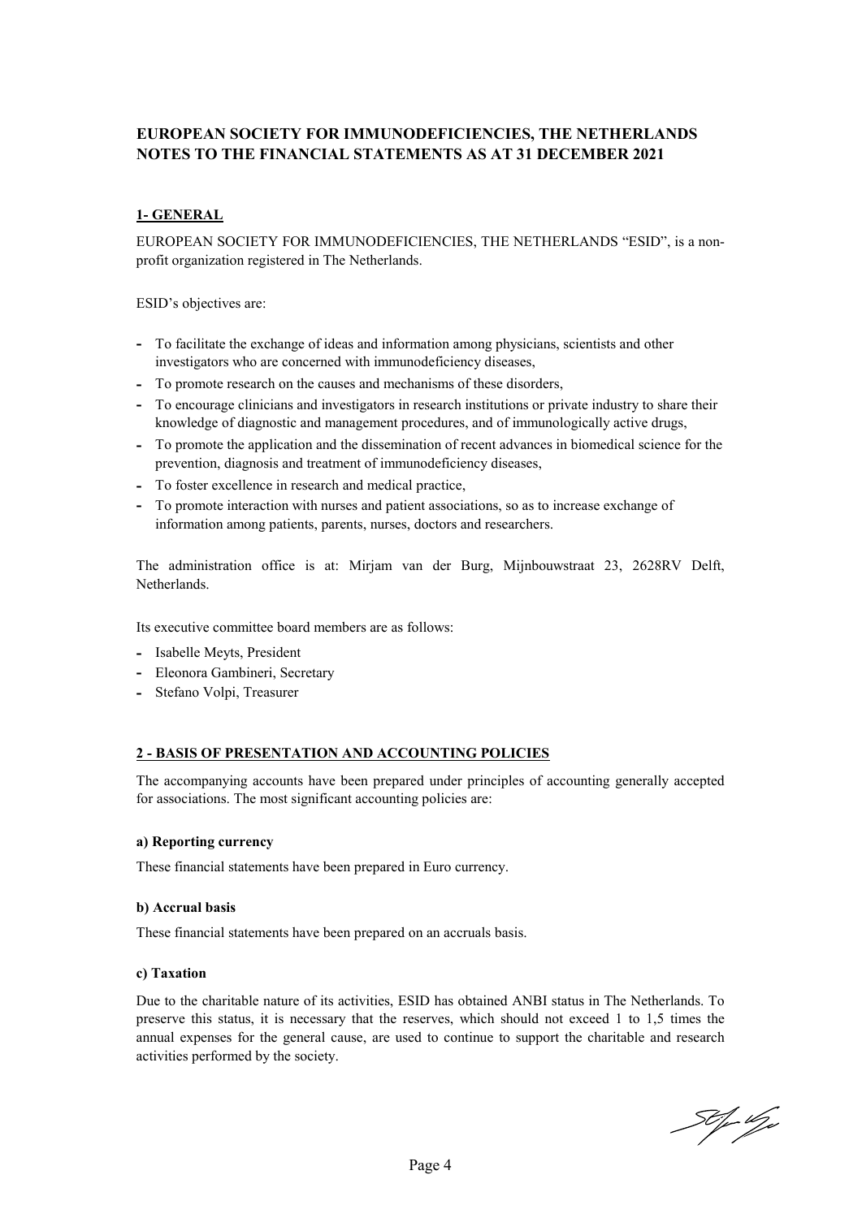# EUROPEAN SOCIETY FOR IMMUNODEFICIENCIES, THE NETHERLANDS
# NOTES TO THE FINANCIAL STATEMENTS AS AT 31 DECEMBER 2021

## 1- GENERAL

EUROPEAN SOCIETY FOR IMMUNODEFICIENCIES, THE NETHERLANDS "ESID", is a non-profit organization registered in The Netherlands.

ESID's objectives are:

- To facilitate the exchange of ideas and information among physicians, scientists and other investigators who are concerned with immunodeficiency diseases,
- To promote research on the causes and mechanisms of these disorders,
- To encourage clinicians and investigators in research institutions or private industry to share their knowledge of diagnostic and management procedures, and of immunologically active drugs,
- To promote the application and the dissemination of recent advances in biomedical science for the prevention, diagnosis and treatment of immunodeficiency diseases,
- To foster excellence in research and medical practice,
- To promote interaction with nurses and patient associations, so as to increase exchange of information among patients, parents, nurses, doctors and researchers.

The administration office is at: Mirjam van der Burg, Mijnbouwstraat 23, 2628RV Delft, Netherlands.

Its executive committee board members are as follows:

- Isabelle Meyts, President
- Eleonora Gambineri, Secretary
- Stefano Volpi, Treasurer

## 2 - BASIS OF PRESENTATION AND ACCOUNTING POLICIES

The accompanying accounts have been prepared under principles of accounting generally accepted for associations. The most significant accounting policies are:

### a) Reporting currency

These financial statements have been prepared in Euro currency.

### b) Accrual basis

These financial statements have been prepared on an accruals basis.

### c) Taxation

Due to the charitable nature of its activities, ESID has obtained ANBI status in The Netherlands. To preserve this status, it is necessary that the reserves, which should not exceed 1 to 1,5 times the annual expenses for the general cause, are used to continue to support the charitable and research activities performed by the society.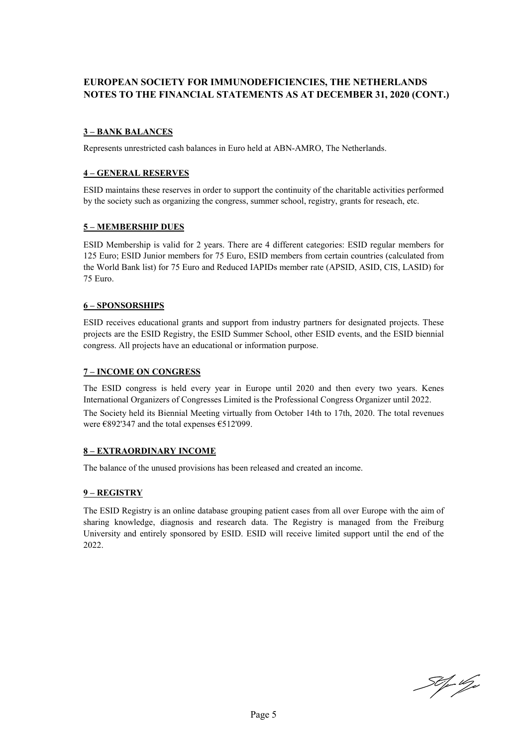**EUROPEAN SOCIETY FOR IMMUNODEFICIENCIES, THE NETHERLANDS**
**NOTES TO THE FINANCIAL STATEMENTS AS AT DECEMBER 31, 2020 (CONT.)**

## 3 – BANK BALANCES

Represents unrestricted cash balances in Euro held at ABN-AMRO, The Netherlands.

## 4 – GENERAL RESERVES

ESID maintains these reserves in order to support the continuity of the charitable activities performed by the society such as organizing the congress, summer school, registry, grants for reseach, etc.

## 5 – MEMBERSHIP DUES

ESID Membership is valid for 2 years. There are 4 different categories: ESID regular members for 125 Euro; ESID Junior members for 75 Euro, ESID members from certain countries (calculated from the World Bank list) for 75 Euro and Reduced IAPIDs member rate (APSID, ASID, CIS, LASID) for 75 Euro.

## 6 – SPONSORSHIPS

ESID receives educational grants and support from industry partners for designated projects. These projects are the ESID Registry, the ESID Summer School, other ESID events, and the ESID biennial congress. All projects have an educational or information purpose.

## 7 – INCOME ON CONGRESS

The ESID congress is held every year in Europe until 2020 and then every two years. Kenes International Organizers of Congresses Limited is the Professional Congress Organizer until 2022.

The Society held its Biennial Meeting virtually from October 14th to 17th, 2020. The total revenues were €892'347 and the total expenses €512'099.

## 8 – EXTRAORDINARY INCOME

The balance of the unused provisions has been released and created an income.

## 9 – REGISTRY

The ESID Registry is an online database grouping patient cases from all over Europe with the aim of sharing knowledge, diagnosis and research data. The Registry is managed from the Freiburg University and entirely sponsored by ESID. ESID will receive limited support until the end of the 2022.